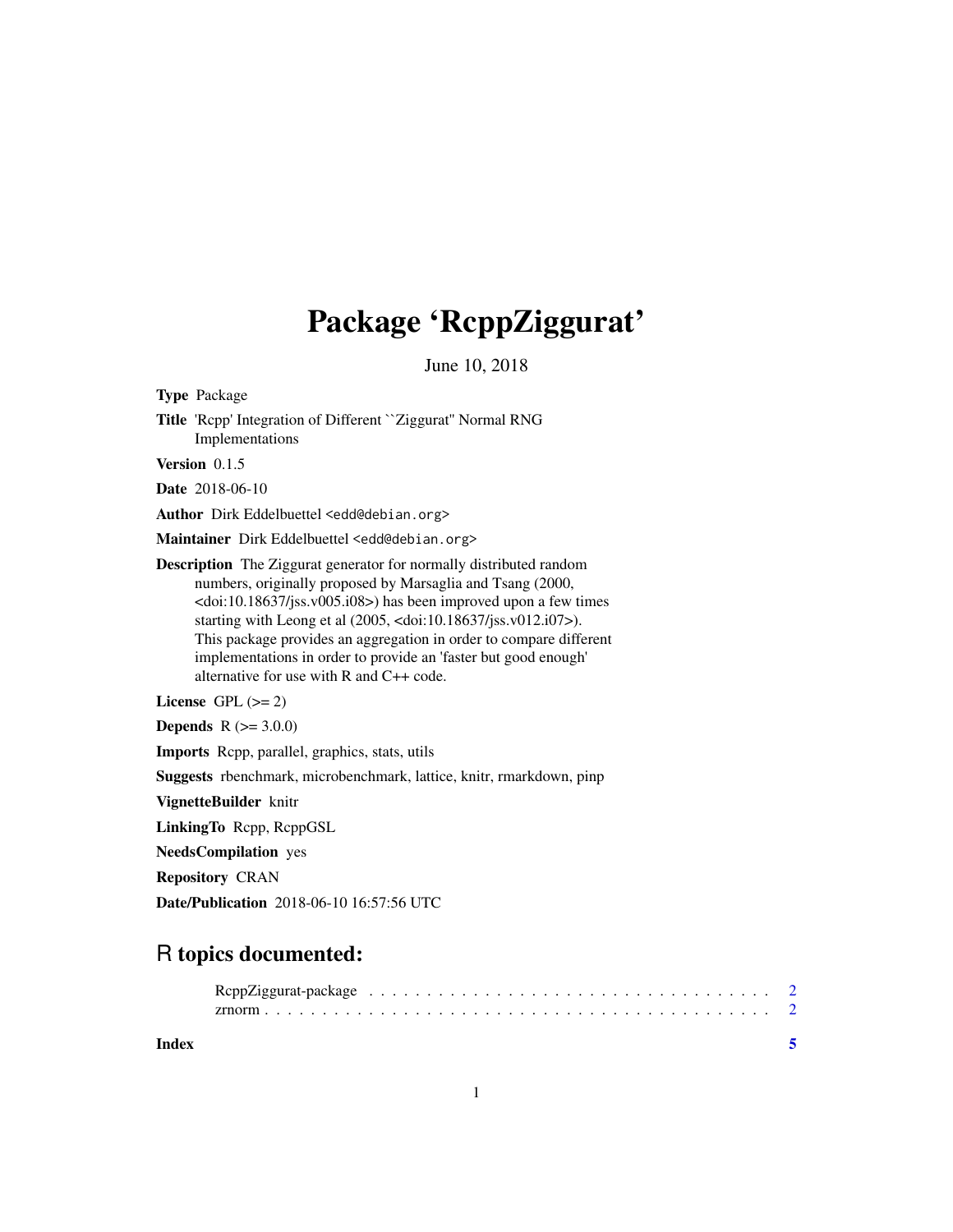# Package 'RcppZiggurat'

June 10, 2018

**Type** Package

**Title** 'Rcpp' Integration of Different ``Ziggurat'' Normal RNG Implementations

**Version** 0.1.5

**Date** 2018-06-10

**Author** Dirk Eddelbuettel <edd@debian.org>

**Maintainer** Dirk Eddelbuettel <edd@debian.org>

**Description** The Ziggurat generator for normally distributed random numbers, originally proposed by Marsaglia and Tsang (2000, <doi:10.18637/jss.v005.i08>) has been improved upon a few times starting with Leong et al (2005, <doi:10.18637/jss.v012.i07>). This package provides an aggregation in order to compare different implementations in order to provide an 'faster but good enough' alternative for use with R and C++ code.

**License** GPL (>= 2)

**Depends** R (>= 3.0.0)

**Imports** Rcpp, parallel, graphics, stats, utils

**Suggests** rbenchmark, microbenchmark, lattice, knitr, rmarkdown, pinp

**VignetteBuilder** knitr

**LinkingTo** Rcpp, RcppGSL

**NeedsCompilation** yes

**Repository** CRAN

**Date/Publication** 2018-06-10 16:57:56 UTC

## R topics documented:

RcppZiggurat-package . . . . . . . . . . . . . . . . . . . . . . . . . . . . . . . . . . . 2
zrnorm . . . . . . . . . . . . . . . . . . . . . . . . . . . . . . . . . . . . . . . . . . 2

**Index** 5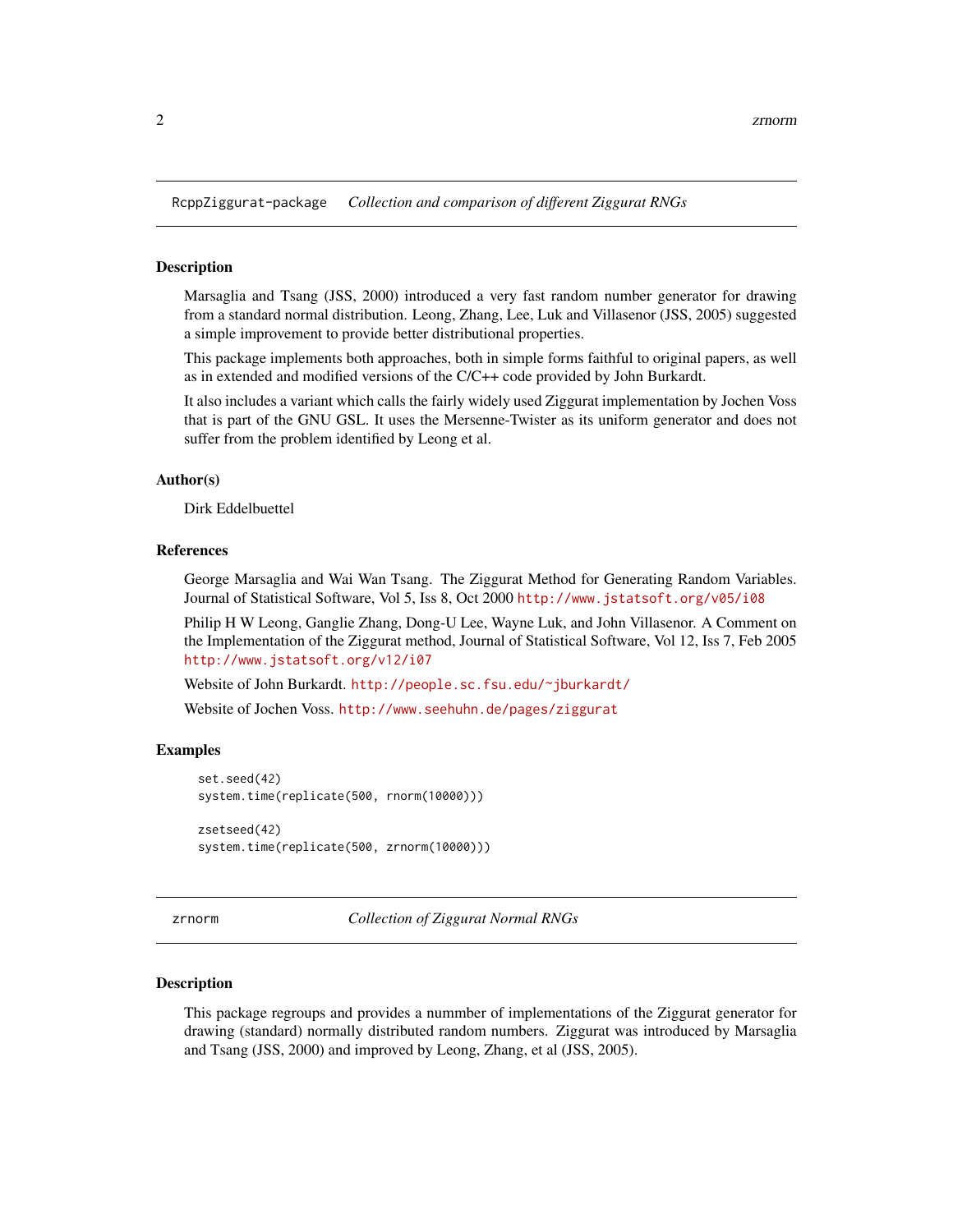## RcppZiggurat-package *Collection and comparison of different Ziggurat RNGs*

### Description

Marsaglia and Tsang (JSS, 2000) introduced a very fast random number generator for drawing from a standard normal distribution. Leong, Zhang, Lee, Luk and Villasenor (JSS, 2005) suggested a simple improvement to provide better distributional properties.

This package implements both approaches, both in simple forms faithful to original papers, as well as in extended and modified versions of the C/C++ code provided by John Burkardt.

It also includes a variant which calls the fairly widely used Ziggurat implementation by Jochen Voss that is part of the GNU GSL. It uses the Mersenne-Twister as its uniform generator and does not suffer from the problem identified by Leong et al.

### Author(s)

Dirk Eddelbuettel

### References

George Marsaglia and Wai Wan Tsang. The Ziggurat Method for Generating Random Variables. Journal of Statistical Software, Vol 5, Iss 8, Oct 2000 http://www.jstatsoft.org/v05/i08

Philip H W Leong, Ganglie Zhang, Dong-U Lee, Wayne Luk, and John Villasenor. A Comment on the Implementation of the Ziggurat method, Journal of Statistical Software, Vol 12, Iss 7, Feb 2005 http://www.jstatsoft.org/v12/i07

Website of John Burkardt. http://people.sc.fsu.edu/~jburkardt/

Website of Jochen Voss. http://www.seehuhn.de/pages/ziggurat

### Examples

```
set.seed(42)
system.time(replicate(500, rnorm(10000)))

zsetseed(42)
system.time(replicate(500, zrnorm(10000)))
```

## zrnorm *Collection of Ziggurat Normal RNGs*

### Description

This package regroups and provides a nummber of implementations of the Ziggurat generator for drawing (standard) normally distributed random numbers. Ziggurat was introduced by Marsaglia and Tsang (JSS, 2000) and improved by Leong, Zhang, et al (JSS, 2005).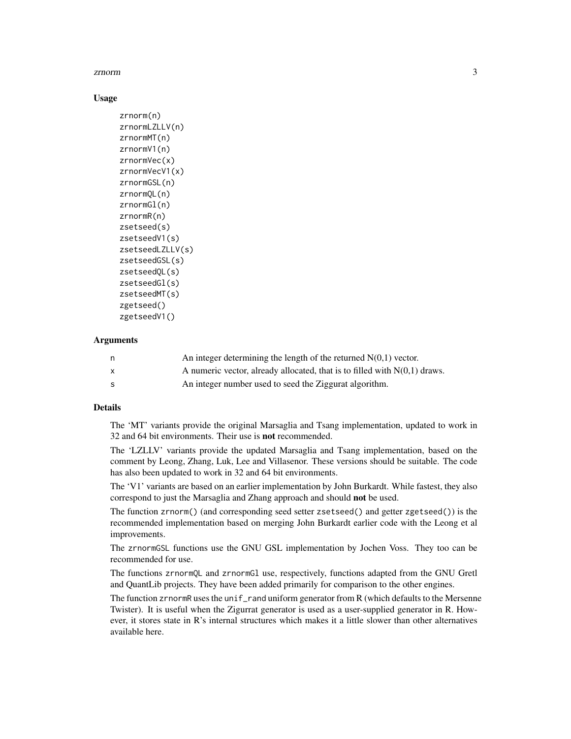### Usage

```
zrnorm(n)
zrnormLZLLV(n)
zrnormMT(n)
zrnormV1(n)
zrnormVec(x)
zrnormVecV1(x)
zrnormGSL(n)
zrnormQL(n)
zrnormGl(n)
zrnormR(n)
zsetseed(s)
zsetseedV1(s)
zsetseedLZLLV(s)
zsetseedGSL(s)
zsetseedQL(s)
zsetseedGl(s)
zsetseedMT(s)
zgetseed()
zgetseedV1()
```

### Arguments

| | |
|---|---|
| n | An integer determining the length of the returned N(0,1) vector. |
| x | A numeric vector, already allocated, that is to filled with N(0,1) draws. |
| s | An integer number used to seed the Ziggurat algorithm. |

### Details

The 'MT' variants provide the original Marsaglia and Tsang implementation, updated to work in 32 and 64 bit environments. Their use is **not** recommended.

The 'LZLLV' variants provide the updated Marsaglia and Tsang implementation, based on the comment by Leong, Zhang, Luk, Lee and Villasenor. These versions should be suitable. The code has also been updated to work in 32 and 64 bit environments.

The 'V1' variants are based on an earlier implementation by John Burkardt. While fastest, they also correspond to just the Marsaglia and Zhang approach and should **not** be used.

The function `zrnorm()` (and corresponding seed setter `zsetseed()` and getter `zgetseed()`) is the recommended implementation based on merging John Burkardt earlier code with the Leong et al improvements.

The `zrnormGSL` functions use the GNU GSL implementation by Jochen Voss. They too can be recommended for use.

The functions `zrnormQL` and `zrnormGl` use, respectively, functions adapted from the GNU Gretl and QuantLib projects. They have been added primarily for comparison to the other engines.

The function `zrnormR` uses the `unif_rand` uniform generator from R (which defaults to the Mersenne Twister). It is useful when the Zigurrat generator is used as a user-supplied generator in R. However, it stores state in R's internal structures which makes it a little slower than other alternatives available here.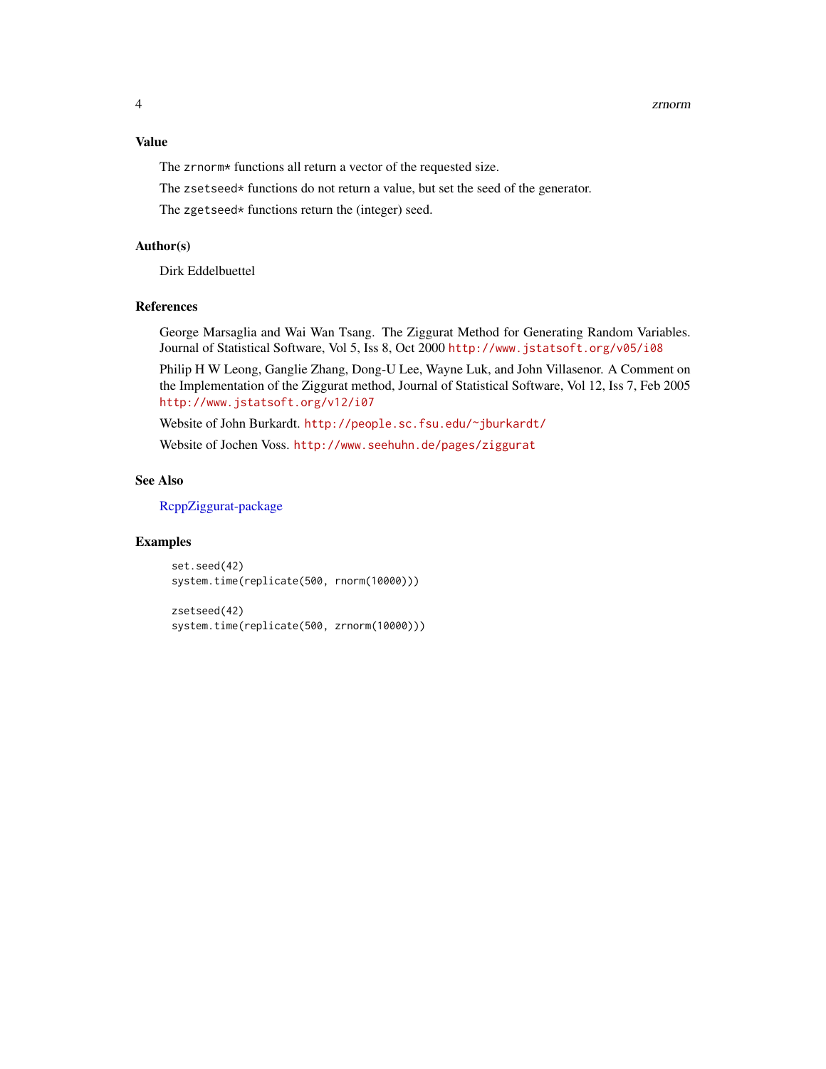## Value

The `zrnorm*` functions all return a vector of the requested size.

The `zsetseed*` functions do not return a value, but set the seed of the generator.

The `zgetseed*` functions return the (integer) seed.

## Author(s)

Dirk Eddelbuettel

## References

George Marsaglia and Wai Wan Tsang. The Ziggurat Method for Generating Random Variables. Journal of Statistical Software, Vol 5, Iss 8, Oct 2000 http://www.jstatsoft.org/v05/i08

Philip H W Leong, Ganglie Zhang, Dong-U Lee, Wayne Luk, and John Villasenor. A Comment on the Implementation of the Ziggurat method, Journal of Statistical Software, Vol 12, Iss 7, Feb 2005 http://www.jstatsoft.org/v12/i07

Website of John Burkardt. http://people.sc.fsu.edu/~jburkardt/

Website of Jochen Voss. http://www.seehuhn.de/pages/ziggurat

## See Also

RcppZiggurat-package

## Examples

```
set.seed(42)
system.time(replicate(500, rnorm(10000)))

zsetseed(42)
system.time(replicate(500, zrnorm(10000)))
```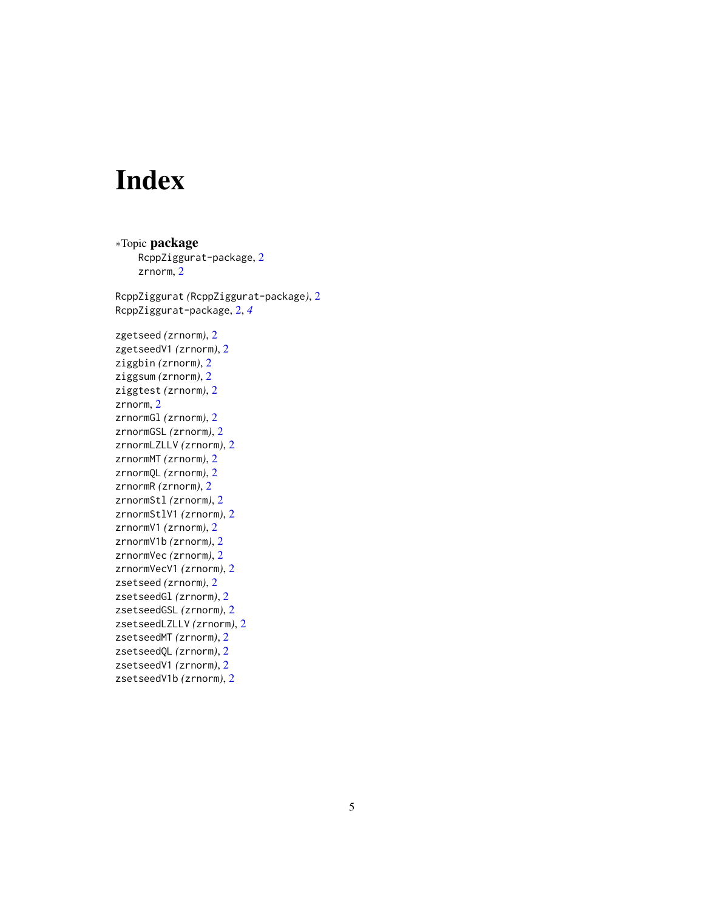# Index

∗Topic **package**

RcppZiggurat-package, 2
zrnorm, 2

RcppZiggurat *(*RcppZiggurat-package*)*, 2
RcppZiggurat-package, 2, *4*

zgetseed *(*zrnorm*)*, 2
zgetseedV1 *(*zrnorm*)*, 2
ziggbin *(*zrnorm*)*, 2
ziggsum *(*zrnorm*)*, 2
ziggtest *(*zrnorm*)*, 2
zrnorm, 2
zrnormGl *(*zrnorm*)*, 2
zrnormGSL *(*zrnorm*)*, 2
zrnormLZLLV *(*zrnorm*)*, 2
zrnormMT *(*zrnorm*)*, 2
zrnormQL *(*zrnorm*)*, 2
zrnormR *(*zrnorm*)*, 2
zrnormStl *(*zrnorm*)*, 2
zrnormStlV1 *(*zrnorm*)*, 2
zrnormV1 *(*zrnorm*)*, 2
zrnormV1b *(*zrnorm*)*, 2
zrnormVec *(*zrnorm*)*, 2
zrnormVecV1 *(*zrnorm*)*, 2
zsetseed *(*zrnorm*)*, 2
zsetseedGl *(*zrnorm*)*, 2
zsetseedGSL *(*zrnorm*)*, 2
zsetseedLZLLV *(*zrnorm*)*, 2
zsetseedMT *(*zrnorm*)*, 2
zsetseedQL *(*zrnorm*)*, 2
zsetseedV1 *(*zrnorm*)*, 2
zsetseedV1b *(*zrnorm*)*, 2